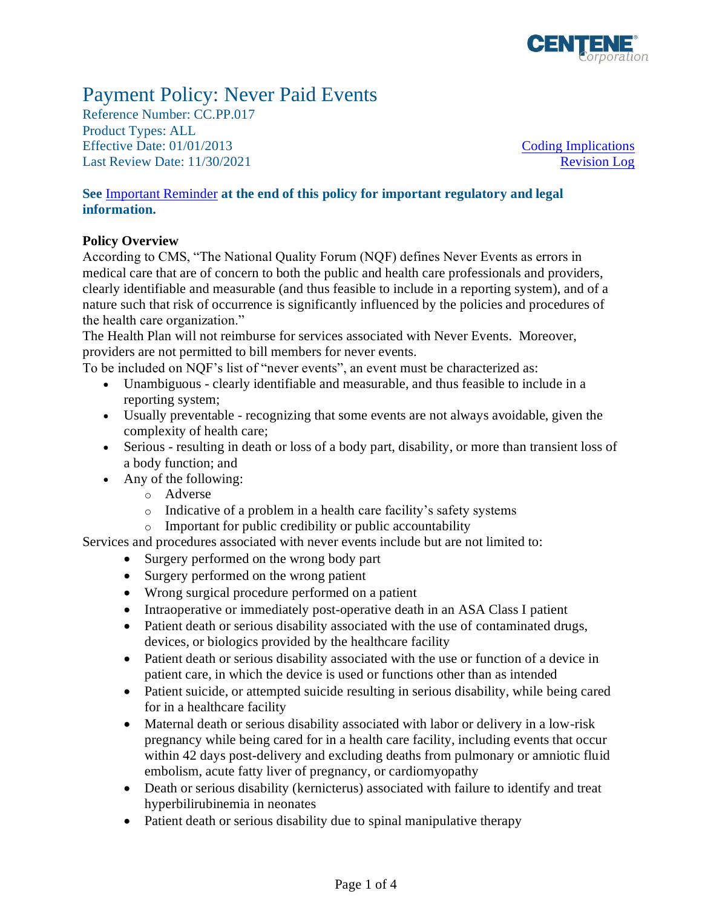# Payment Policy: Never Paid Events

Reference Number: CC.PP.017
Product Types: ALL
Effective Date: 01/01/2013
Last Review Date: 11/30/2021

Coding Implications
Revision Log

**See Important Reminder at the end of this policy for important regulatory and legal information.**

**Policy Overview**

According to CMS, "The National Quality Forum (NQF) defines Never Events as errors in medical care that are of concern to both the public and health care professionals and providers, clearly identifiable and measurable (and thus feasible to include in a reporting system), and of a nature such that risk of occurrence is significantly influenced by the policies and procedures of the health care organization."

The Health Plan will not reimburse for services associated with Never Events. Moreover, providers are not permitted to bill members for never events.

To be included on NQF's list of "never events", an event must be characterized as:

- Unambiguous - clearly identifiable and measurable, and thus feasible to include in a reporting system;
- Usually preventable - recognizing that some events are not always avoidable, given the complexity of health care;
- Serious - resulting in death or loss of a body part, disability, or more than transient loss of a body function; and
- Any of the following:
  - Adverse
  - Indicative of a problem in a health care facility's safety systems
  - Important for public credibility or public accountability

Services and procedures associated with never events include but are not limited to:

- Surgery performed on the wrong body part
- Surgery performed on the wrong patient
- Wrong surgical procedure performed on a patient
- Intraoperative or immediately post-operative death in an ASA Class I patient
- Patient death or serious disability associated with the use of contaminated drugs, devices, or biologics provided by the healthcare facility
- Patient death or serious disability associated with the use or function of a device in patient care, in which the device is used or functions other than as intended
- Patient suicide, or attempted suicide resulting in serious disability, while being cared for in a healthcare facility
- Maternal death or serious disability associated with labor or delivery in a low-risk pregnancy while being cared for in a health care facility, including events that occur within 42 days post-delivery and excluding deaths from pulmonary or amniotic fluid embolism, acute fatty liver of pregnancy, or cardiomyopathy
- Death or serious disability (kernicterus) associated with failure to identify and treat hyperbilirubinemia in neonates
- Patient death or serious disability due to spinal manipulative therapy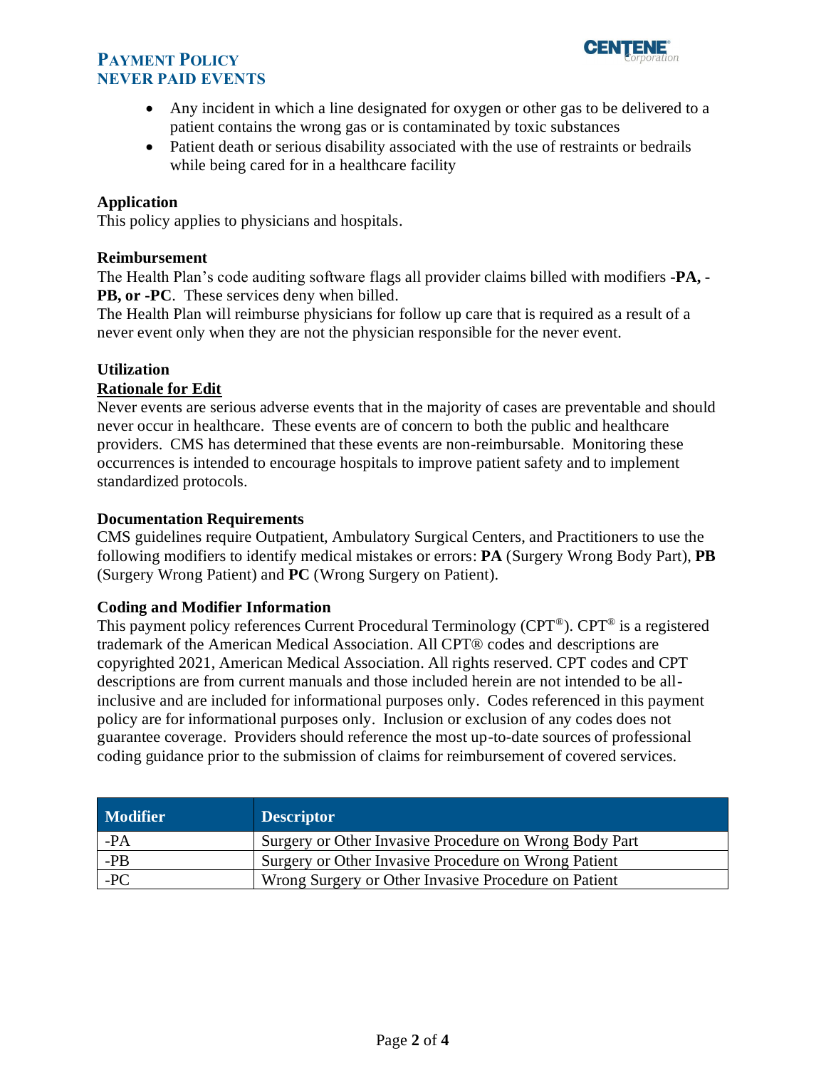- Any incident in which a line designated for oxygen or other gas to be delivered to a patient contains the wrong gas or is contaminated by toxic substances
- Patient death or serious disability associated with the use of restraints or bedrails while being cared for in a healthcare facility

**Application**
This policy applies to physicians and hospitals.

**Reimbursement**
The Health Plan's code auditing software flags all provider claims billed with modifiers **-PA, -PB, or -PC**. These services deny when billed.
The Health Plan will reimburse physicians for follow up care that is required as a result of a never event only when they are not the physician responsible for the never event.

**Utilization**
**Rationale for Edit**
Never events are serious adverse events that in the majority of cases are preventable and should never occur in healthcare. These events are of concern to both the public and healthcare providers. CMS has determined that these events are non-reimbursable. Monitoring these occurrences is intended to encourage hospitals to improve patient safety and to implement standardized protocols.

**Documentation Requirements**
CMS guidelines require Outpatient, Ambulatory Surgical Centers, and Practitioners to use the following modifiers to identify medical mistakes or errors: **PA** (Surgery Wrong Body Part), **PB** (Surgery Wrong Patient) and **PC** (Wrong Surgery on Patient).

**Coding and Modifier Information**
This payment policy references Current Procedural Terminology (CPT®). CPT® is a registered trademark of the American Medical Association. All CPT® codes and descriptions are copyrighted 2021, American Medical Association. All rights reserved. CPT codes and CPT descriptions are from current manuals and those included herein are not intended to be all-inclusive and are included for informational purposes only. Codes referenced in this payment policy are for informational purposes only. Inclusion or exclusion of any codes does not guarantee coverage. Providers should reference the most up-to-date sources of professional coding guidance prior to the submission of claims for reimbursement of covered services.

| Modifier | Descriptor |
|---|---|
| -PA | Surgery or Other Invasive Procedure on Wrong Body Part |
| -PB | Surgery or Other Invasive Procedure on Wrong Patient |
| -PC | Wrong Surgery or Other Invasive Procedure on Patient |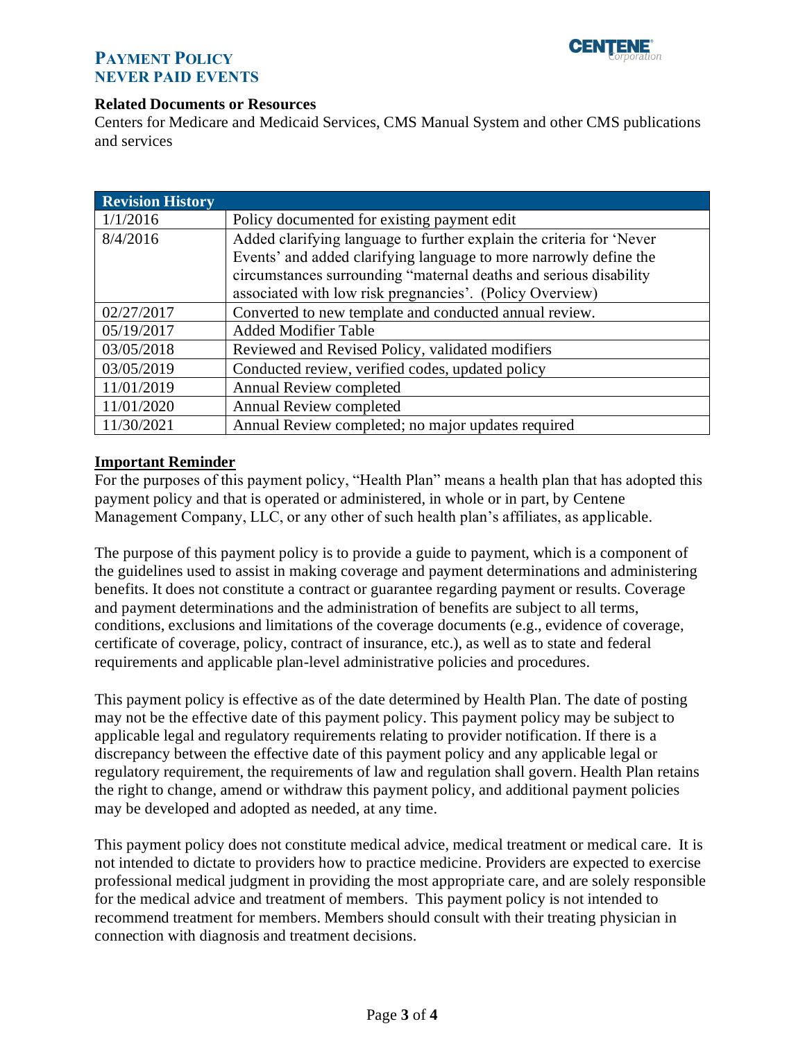### Related Documents or Resources

Centers for Medicare and Medicaid Services, CMS Manual System and other CMS publications and services

| Revision History | |
|---|---|
| 1/1/2016 | Policy documented for existing payment edit |
| 8/4/2016 | Added clarifying language to further explain the criteria for 'Never Events' and added clarifying language to more narrowly define the circumstances surrounding "maternal deaths and serious disability associated with low risk pregnancies'. (Policy Overview) |
| 02/27/2017 | Converted to new template and conducted annual review. |
| 05/19/2017 | Added Modifier Table |
| 03/05/2018 | Reviewed and Revised Policy, validated modifiers |
| 03/05/2019 | Conducted review, verified codes, updated policy |
| 11/01/2019 | Annual Review completed |
| 11/01/2020 | Annual Review completed |
| 11/30/2021 | Annual Review completed; no major updates required |

### Important Reminder

For the purposes of this payment policy, "Health Plan" means a health plan that has adopted this payment policy and that is operated or administered, in whole or in part, by Centene Management Company, LLC, or any other of such health plan's affiliates, as applicable.

The purpose of this payment policy is to provide a guide to payment, which is a component of the guidelines used to assist in making coverage and payment determinations and administering benefits. It does not constitute a contract or guarantee regarding payment or results. Coverage and payment determinations and the administration of benefits are subject to all terms, conditions, exclusions and limitations of the coverage documents (e.g., evidence of coverage, certificate of coverage, policy, contract of insurance, etc.), as well as to state and federal requirements and applicable plan-level administrative policies and procedures.

This payment policy is effective as of the date determined by Health Plan. The date of posting may not be the effective date of this payment policy. This payment policy may be subject to applicable legal and regulatory requirements relating to provider notification. If there is a discrepancy between the effective date of this payment policy and any applicable legal or regulatory requirement, the requirements of law and regulation shall govern. Health Plan retains the right to change, amend or withdraw this payment policy, and additional payment policies may be developed and adopted as needed, at any time.

This payment policy does not constitute medical advice, medical treatment or medical care. It is not intended to dictate to providers how to practice medicine. Providers are expected to exercise professional medical judgment in providing the most appropriate care, and are solely responsible for the medical advice and treatment of members. This payment policy is not intended to recommend treatment for members. Members should consult with their treating physician in connection with diagnosis and treatment decisions.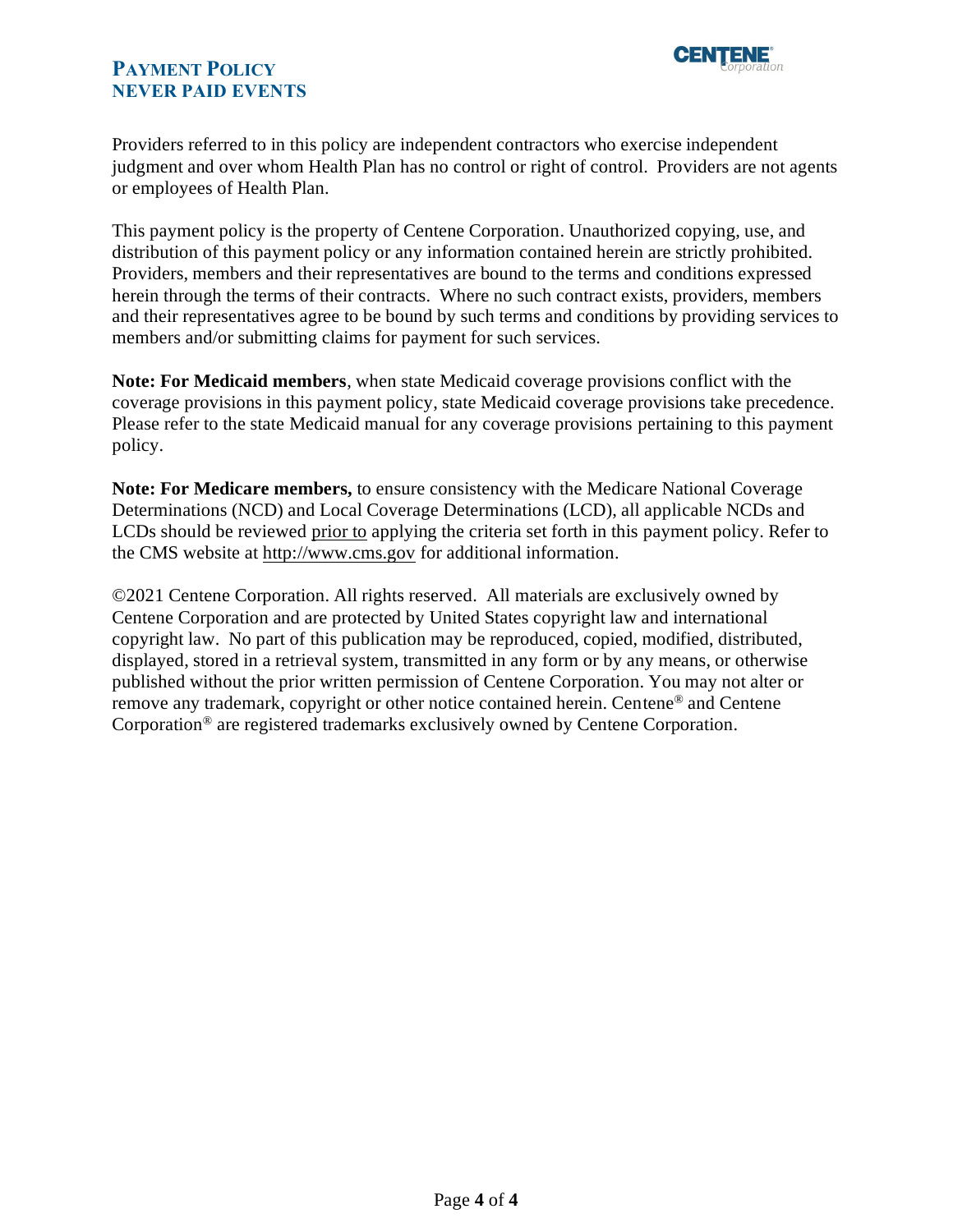Providers referred to in this policy are independent contractors who exercise independent judgment and over whom Health Plan has no control or right of control. Providers are not agents or employees of Health Plan.

This payment policy is the property of Centene Corporation. Unauthorized copying, use, and distribution of this payment policy or any information contained herein are strictly prohibited. Providers, members and their representatives are bound to the terms and conditions expressed herein through the terms of their contracts. Where no such contract exists, providers, members and their representatives agree to be bound by such terms and conditions by providing services to members and/or submitting claims for payment for such services.

**Note: For Medicaid members**, when state Medicaid coverage provisions conflict with the coverage provisions in this payment policy, state Medicaid coverage provisions take precedence. Please refer to the state Medicaid manual for any coverage provisions pertaining to this payment policy.

**Note: For Medicare members,** to ensure consistency with the Medicare National Coverage Determinations (NCD) and Local Coverage Determinations (LCD), all applicable NCDs and LCDs should be reviewed prior to applying the criteria set forth in this payment policy. Refer to the CMS website at http://www.cms.gov for additional information.

©2021 Centene Corporation. All rights reserved. All materials are exclusively owned by Centene Corporation and are protected by United States copyright law and international copyright law. No part of this publication may be reproduced, copied, modified, distributed, displayed, stored in a retrieval system, transmitted in any form or by any means, or otherwise published without the prior written permission of Centene Corporation. You may not alter or remove any trademark, copyright or other notice contained herein. Centene® and Centene Corporation® are registered trademarks exclusively owned by Centene Corporation.